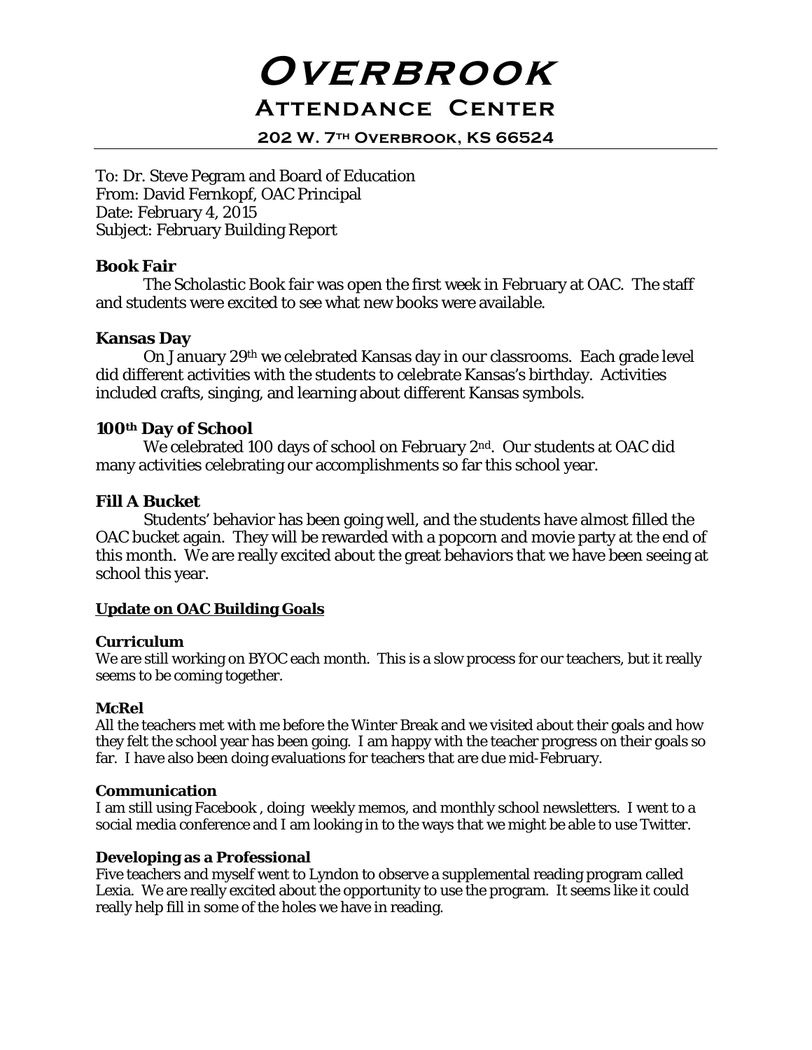# Overbrook

## Attendance Center

**202 W. 7th Overbrook, KS 66524**

---

To: Dr. Steve Pegram and Board of Education
From: David Fernkopf, OAC Principal
Date: February 4, 2015
Subject: February Building Report

### Book Fair

The Scholastic Book fair was open the first week in February at OAC. The staff and students were excited to see what new books were available.

### Kansas Day

On January 29th we celebrated Kansas day in our classrooms. Each grade level did different activities with the students to celebrate Kansas's birthday. Activities included crafts, singing, and learning about different Kansas symbols.

### 100th Day of School

We celebrated 100 days of school on February 2nd. Our students at OAC did many activities celebrating our accomplishments so far this school year.

### Fill A Bucket

Students' behavior has been going well, and the students have almost filled the OAC bucket again. They will be rewarded with a popcorn and movie party at the end of this month. We are really excited about the great behaviors that we have been seeing at school this year.

**<u>Update on OAC Building Goals</u>**

#### Curriculum

We are still working on BYOC each month. This is a slow process for our teachers, but it really seems to be coming together.

#### McRel

All the teachers met with me before the Winter Break and we visited about their goals and how they felt the school year has been going. I am happy with the teacher progress on their goals so far. I have also been doing evaluations for teachers that are due mid-February.

#### Communication

I am still using Facebook , doing weekly memos, and monthly school newsletters. I went to a social media conference and I am looking in to the ways that we might be able to use Twitter.

#### Developing as a Professional

Five teachers and myself went to Lyndon to observe a supplemental reading program called Lexia. We are really excited about the opportunity to use the program. It seems like it could really help fill in some of the holes we have in reading.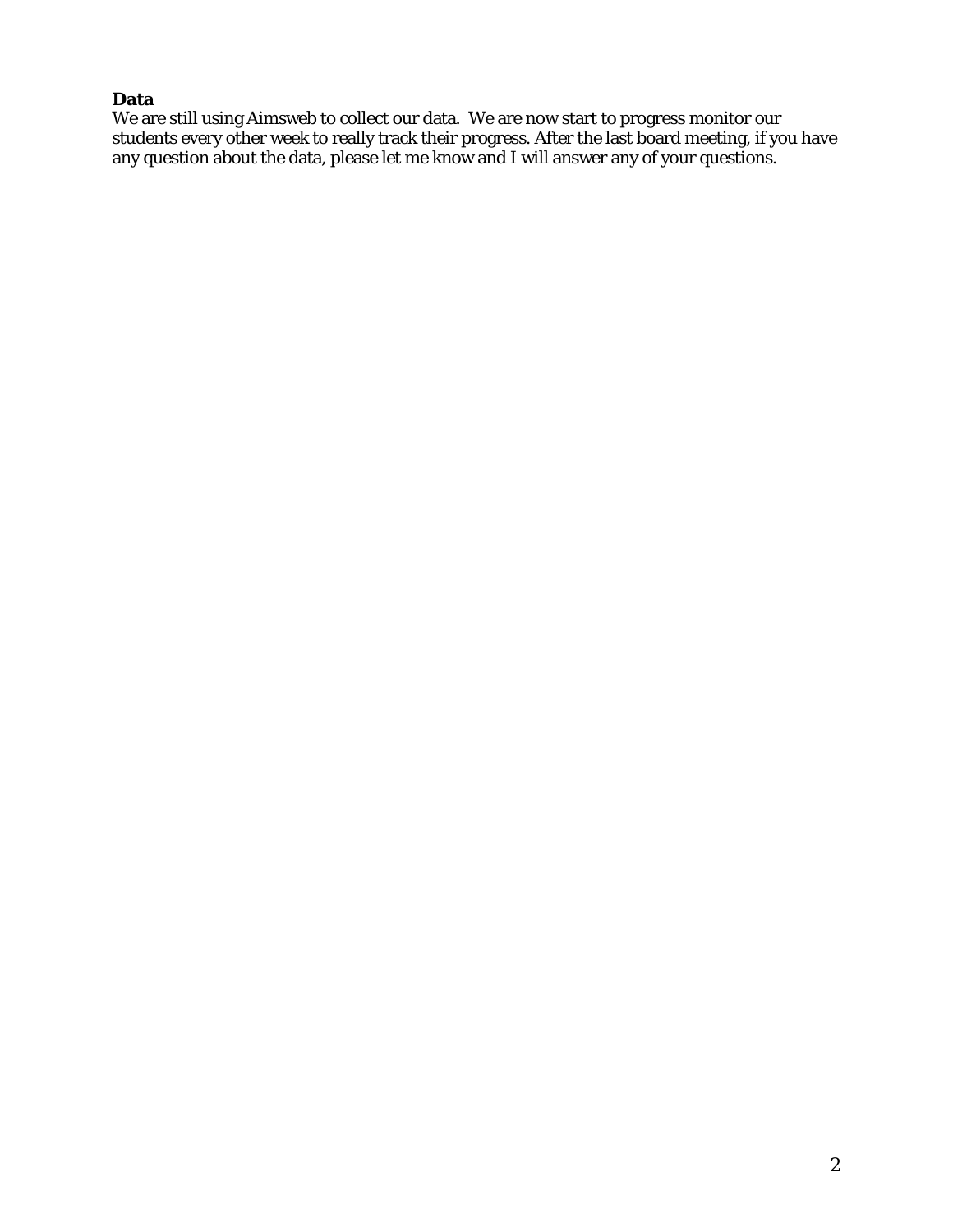**Data**

We are still using Aimsweb to collect our data. We are now start to progress monitor our students every other week to really track their progress. After the last board meeting, if you have any question about the data, please let me know and I will answer any of your questions.